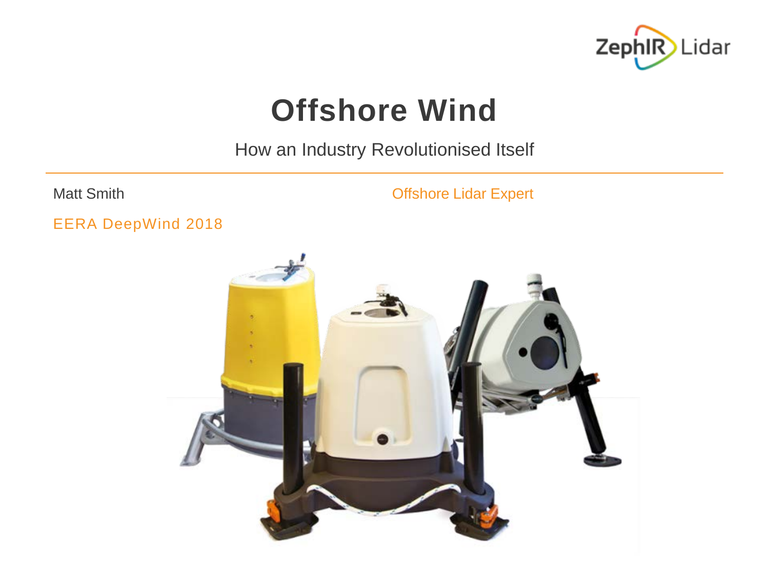ZephIR Lidar

# Offshore Wind

How an Industry Revolutionised Itself

---

Matt Smith

Offshore Lidar Expert

EERA DeepWind 2018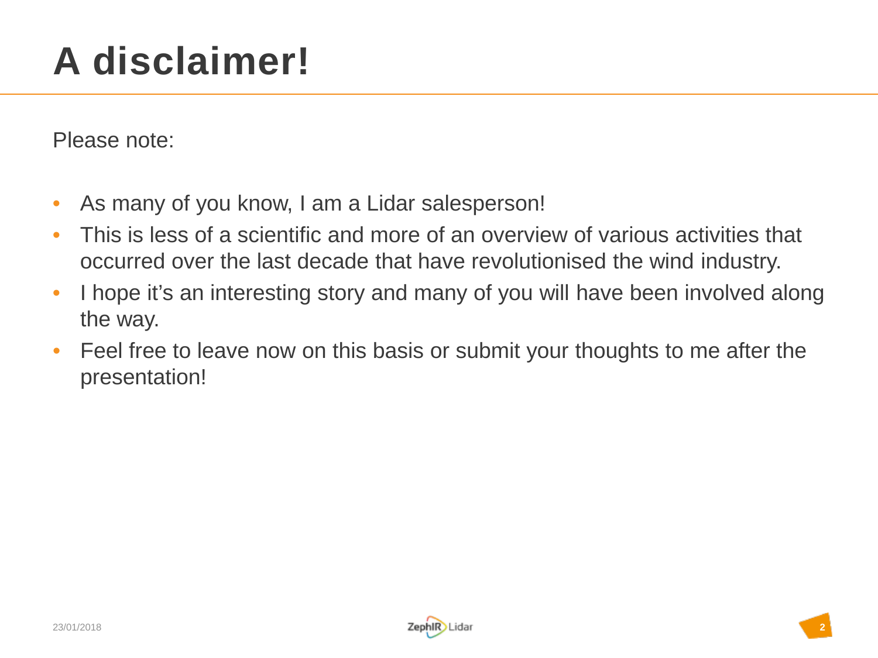# A disclaimer!

Please note:

- As many of you know, I am a Lidar salesperson!
- This is less of a scientific and more of an overview of various activities that occurred over the last decade that have revolutionised the wind industry.
- I hope it's an interesting story and many of you will have been involved along the way.
- Feel free to leave now on this basis or submit your thoughts to me after the presentation!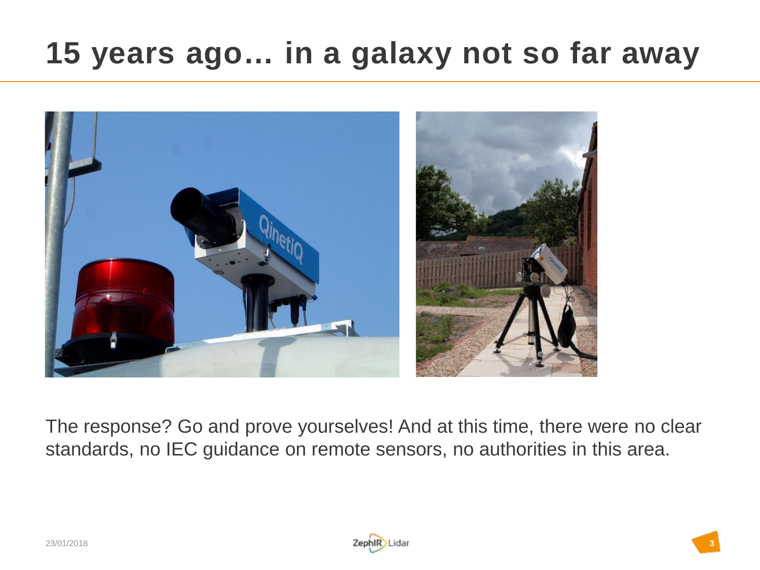# 15 years ago… in a galaxy not so far away

The response? Go and prove yourselves! And at this time, there were no clear standards, no IEC guidance on remote sensors, no authorities in this area.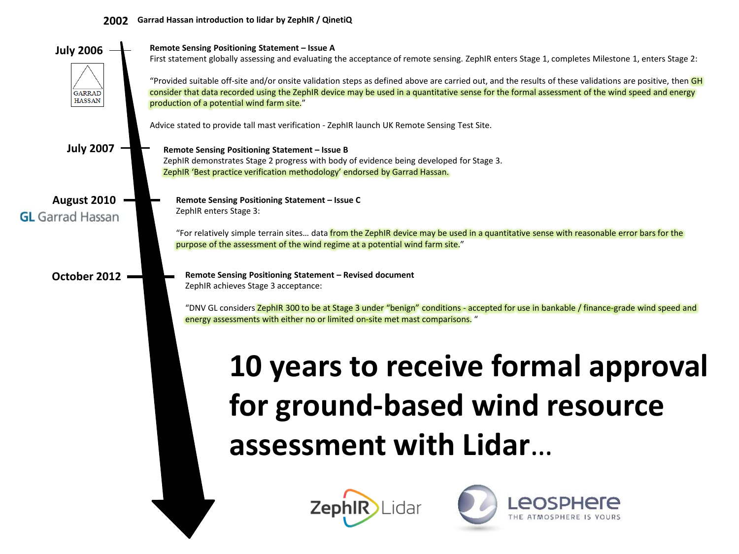**2002** **Garrad Hassan introduction to lidar by ZephIR / QinetiQ**

**July 2006**

GARRAD HASSAN

**Remote Sensing Positioning Statement – Issue A**

First statement globally assessing and evaluating the acceptance of remote sensing. ZephIR enters Stage 1, completes Milestone 1, enters Stage 2:

"Provided suitable off-site and/or onsite validation steps as defined above are carried out, and the results of these validations are positive, then GH consider that data recorded using the ZephIR device may be used in a quantitative sense for the formal assessment of the wind speed and energy production of a potential wind farm site."

Advice stated to provide tall mast verification - ZephIR launch UK Remote Sensing Test Site.

**July 2007**

**Remote Sensing Positioning Statement – Issue B**

ZephIR demonstrates Stage 2 progress with body of evidence being developed for Stage 3.
ZephIR 'Best practice verification methodology' endorsed by Garrad Hassan.

**August 2010**

GL Garrad Hassan

**Remote Sensing Positioning Statement – Issue C**

ZephIR enters Stage 3:

"For relatively simple terrain sites… data from the ZephIR device may be used in a quantitative sense with reasonable error bars for the purpose of the assessment of the wind regime at a potential wind farm site."

**October 2012**

**Remote Sensing Positioning Statement – Revised document**

ZephIR achieves Stage 3 acceptance:

"DNV GL considers ZephIR 300 to be at Stage 3 under "benign" conditions - accepted for use in bankable / finance-grade wind speed and energy assessments with either no or limited on-site met mast comparisons. "

# 10 years to receive formal approval for ground-based wind resource assessment with Lidar…

ZephIR Lidar

Leosphere THE ATMOSPHERE IS YOURS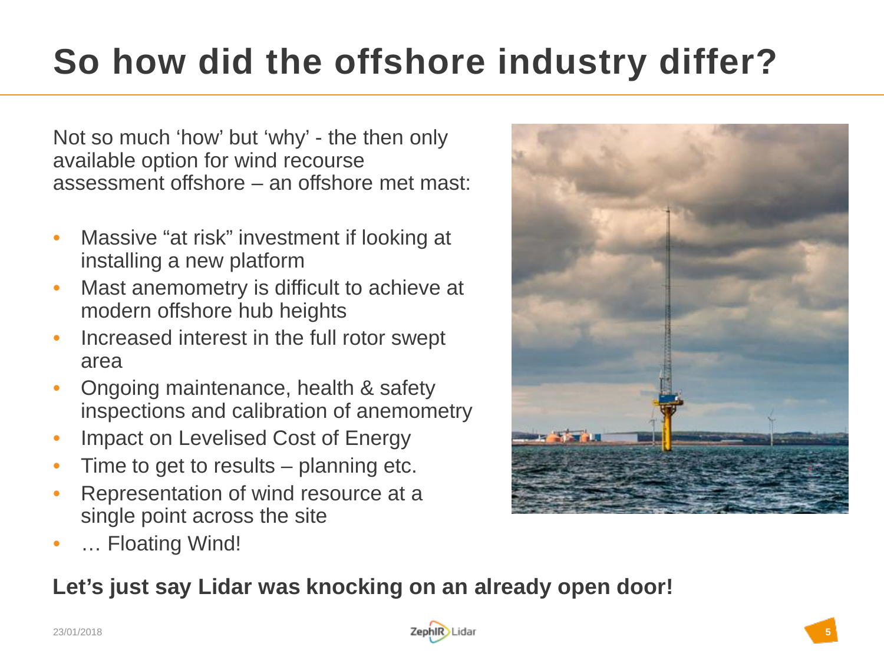# So how did the offshore industry differ?

Not so much 'how' but 'why' - the then only available option for wind recourse assessment offshore – an offshore met mast:

- Massive "at risk" investment if looking at installing a new platform
- Mast anemometry is difficult to achieve at modern offshore hub heights
- Increased interest in the full rotor swept area
- Ongoing maintenance, health & safety inspections and calibration of anemometry
- Impact on Levelised Cost of Energy
- Time to get to results – planning etc.
- Representation of wind resource at a single point across the site
- … Floating Wind!

**Let's just say Lidar was knocking on an already open door!**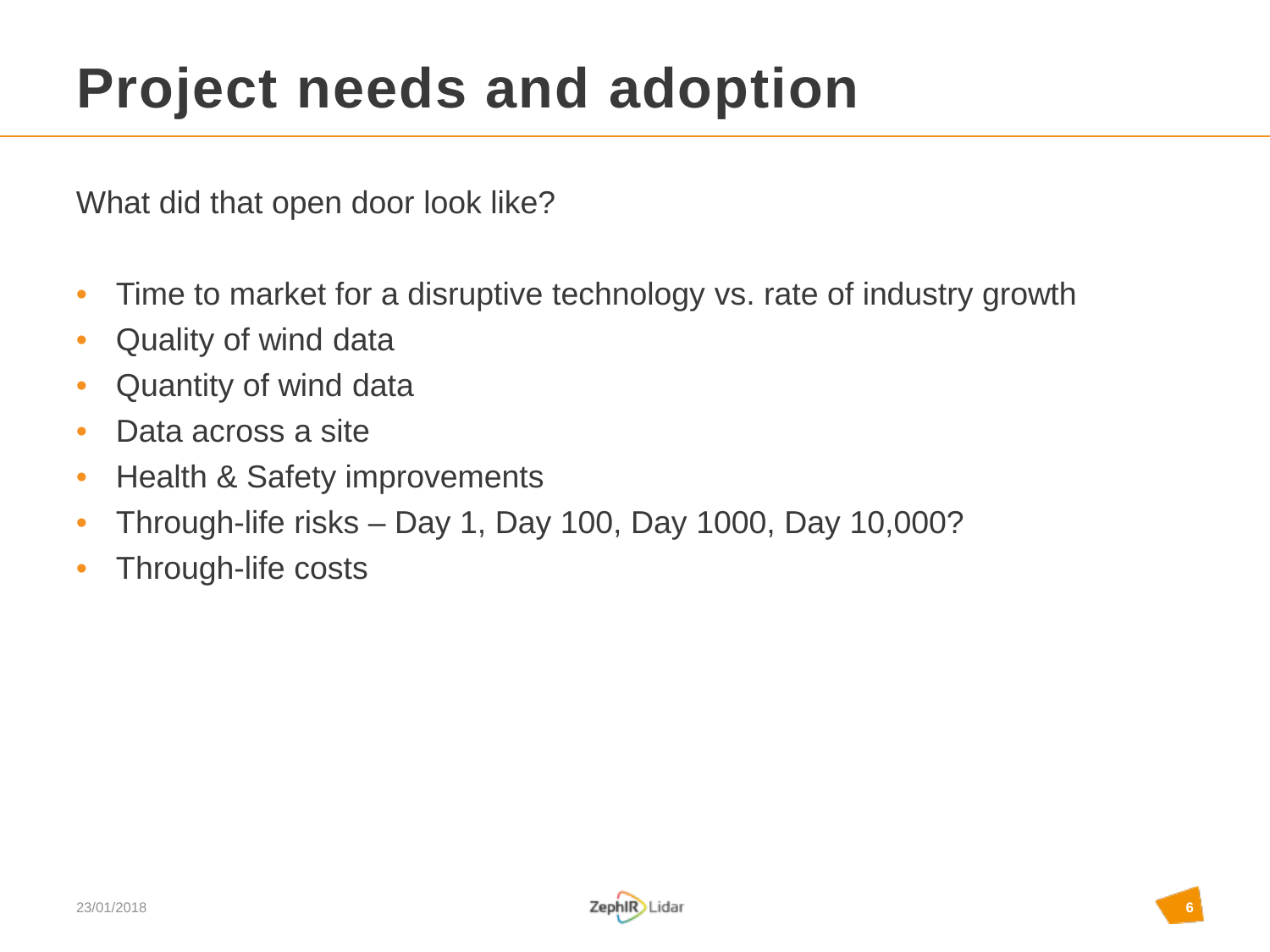# Project needs and adoption

What did that open door look like?

- Time to market for a disruptive technology vs. rate of industry growth
- Quality of wind data
- Quantity of wind data
- Data across a site
- Health & Safety improvements
- Through-life risks – Day 1, Day 100, Day 1000, Day 10,000?
- Through-life costs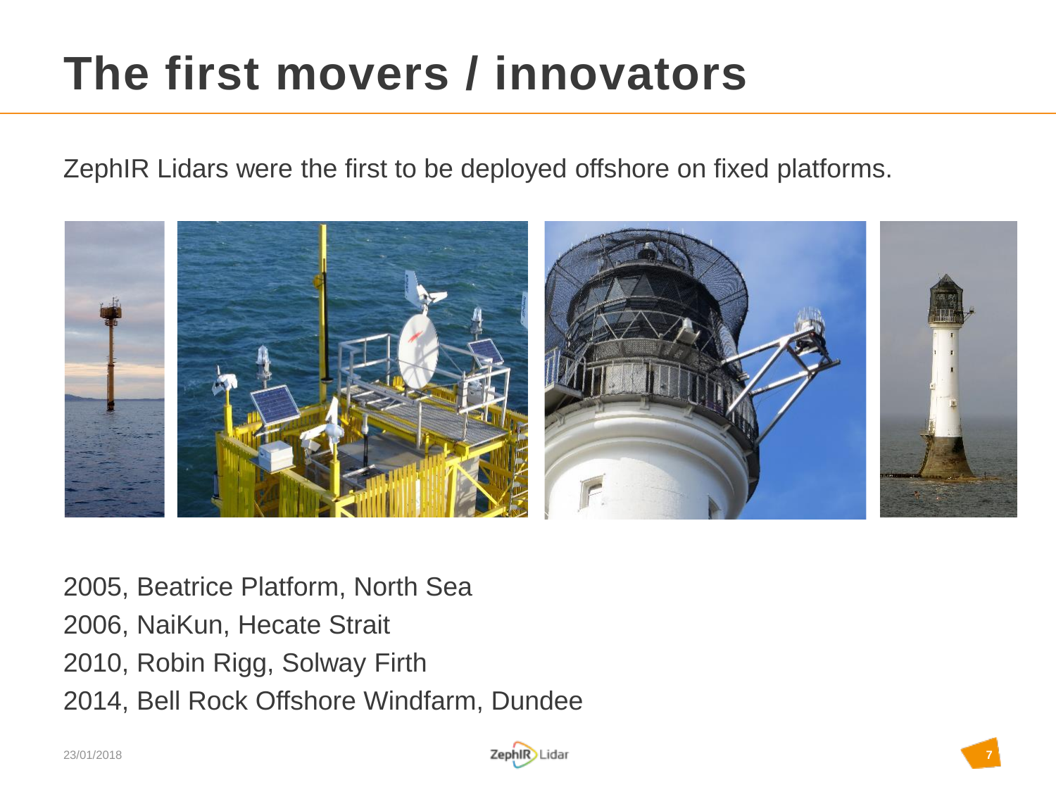# The first movers / innovators

ZephIR Lidars were the first to be deployed offshore on fixed platforms.

2005, Beatrice Platform, North Sea

2006, NaiKun, Hecate Strait

2010, Robin Rigg, Solway Firth

2014, Bell Rock Offshore Windfarm, Dundee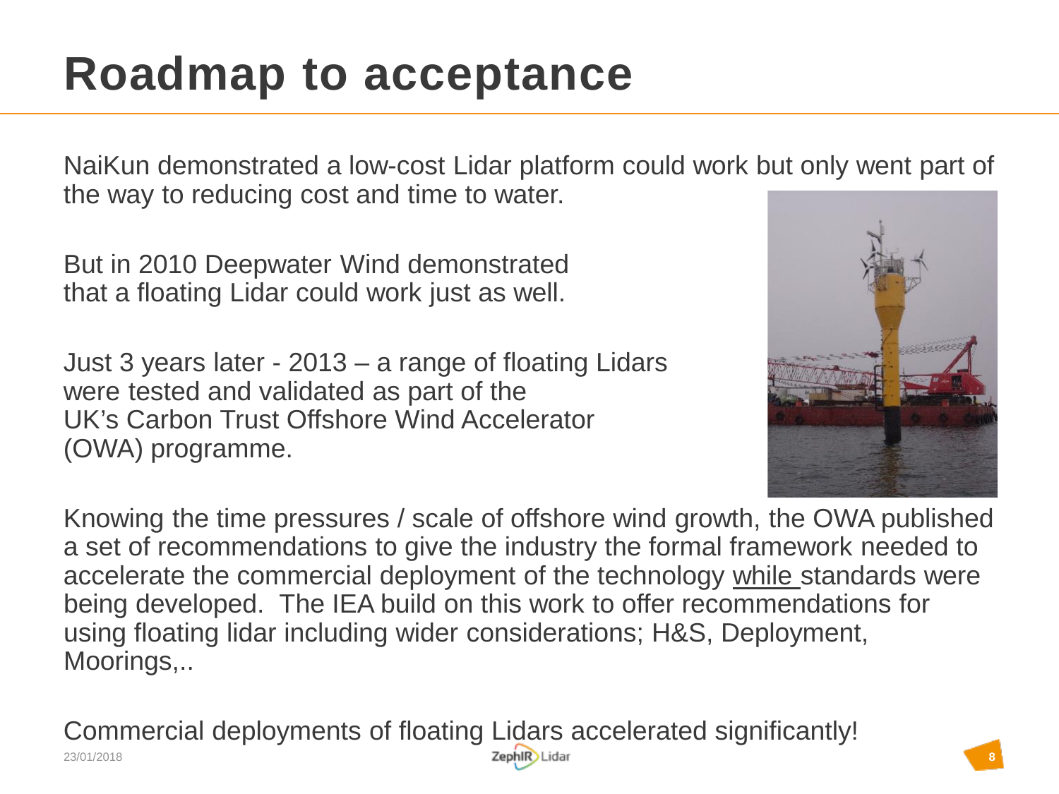# Roadmap to acceptance

NaiKun demonstrated a low-cost Lidar platform could work but only went part of the way to reducing cost and time to water.

But in 2010 Deepwater Wind demonstrated that a floating Lidar could work just as well.

Just 3 years later - 2013 – a range of floating Lidars were tested and validated as part of the UK's Carbon Trust Offshore Wind Accelerator (OWA) programme.

Knowing the time pressures / scale of offshore wind growth, the OWA published a set of recommendations to give the industry the formal framework needed to accelerate the commercial deployment of the technology while standards were being developed. The IEA build on this work to offer recommendations for using floating lidar including wider considerations; H&S, Deployment, Moorings,..

Commercial deployments of floating Lidars accelerated significantly!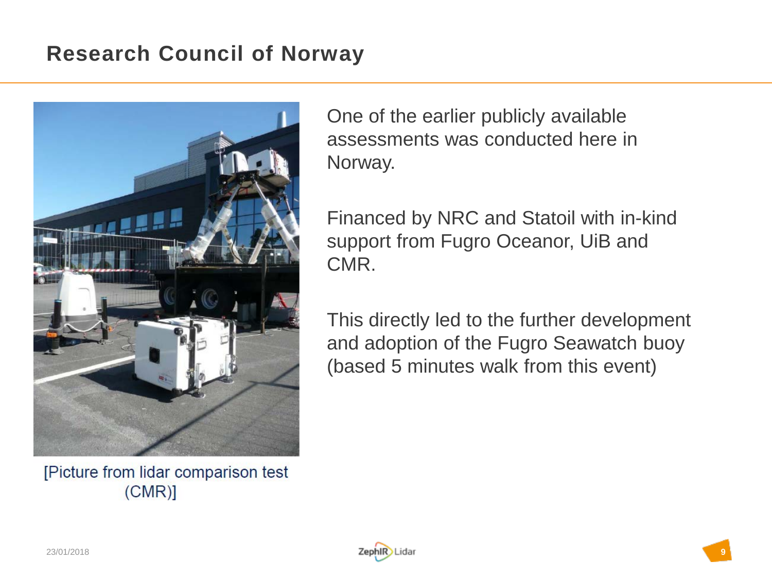# Research Council of Norway

[Picture from lidar comparison test (CMR)]

One of the earlier publicly available assessments was conducted here in Norway.

Financed by NRC and Statoil with in-kind support from Fugro Oceanor, UiB and CMR.

This directly led to the further development and adoption of the Fugro Seawatch buoy (based 5 minutes walk from this event)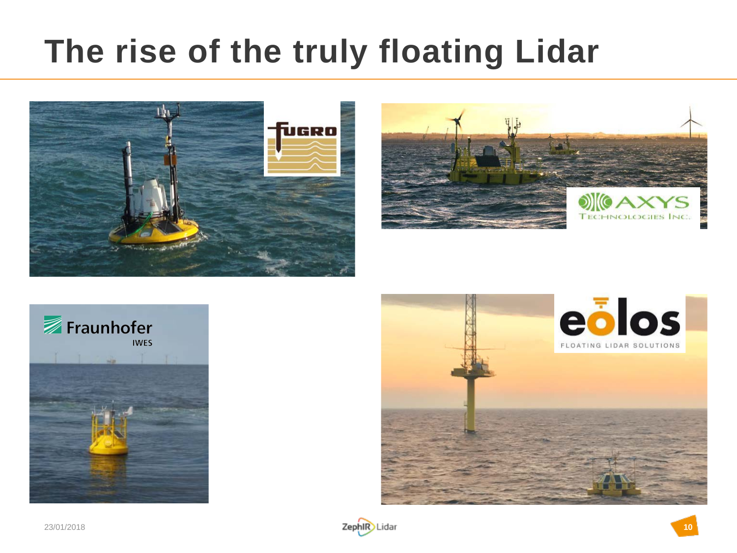# The rise of the truly floating Lidar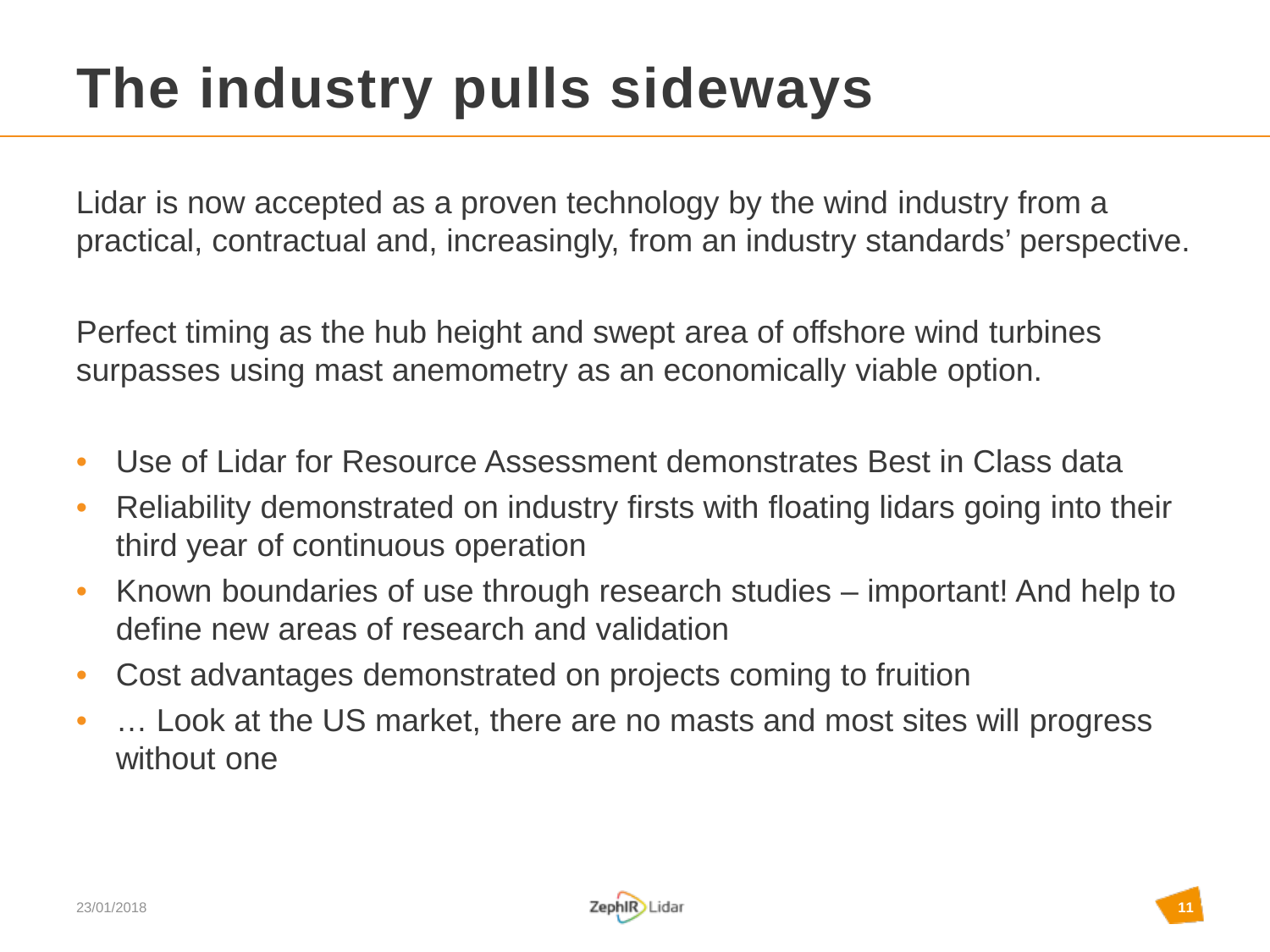# The industry pulls sideways

Lidar is now accepted as a proven technology by the wind industry from a practical, contractual and, increasingly, from an industry standards' perspective.

Perfect timing as the hub height and swept area of offshore wind turbines surpasses using mast anemometry as an economically viable option.

- Use of Lidar for Resource Assessment demonstrates Best in Class data
- Reliability demonstrated on industry firsts with floating lidars going into their third year of continuous operation
- Known boundaries of use through research studies – important! And help to define new areas of research and validation
- Cost advantages demonstrated on projects coming to fruition
- … Look at the US market, there are no masts and most sites will progress without one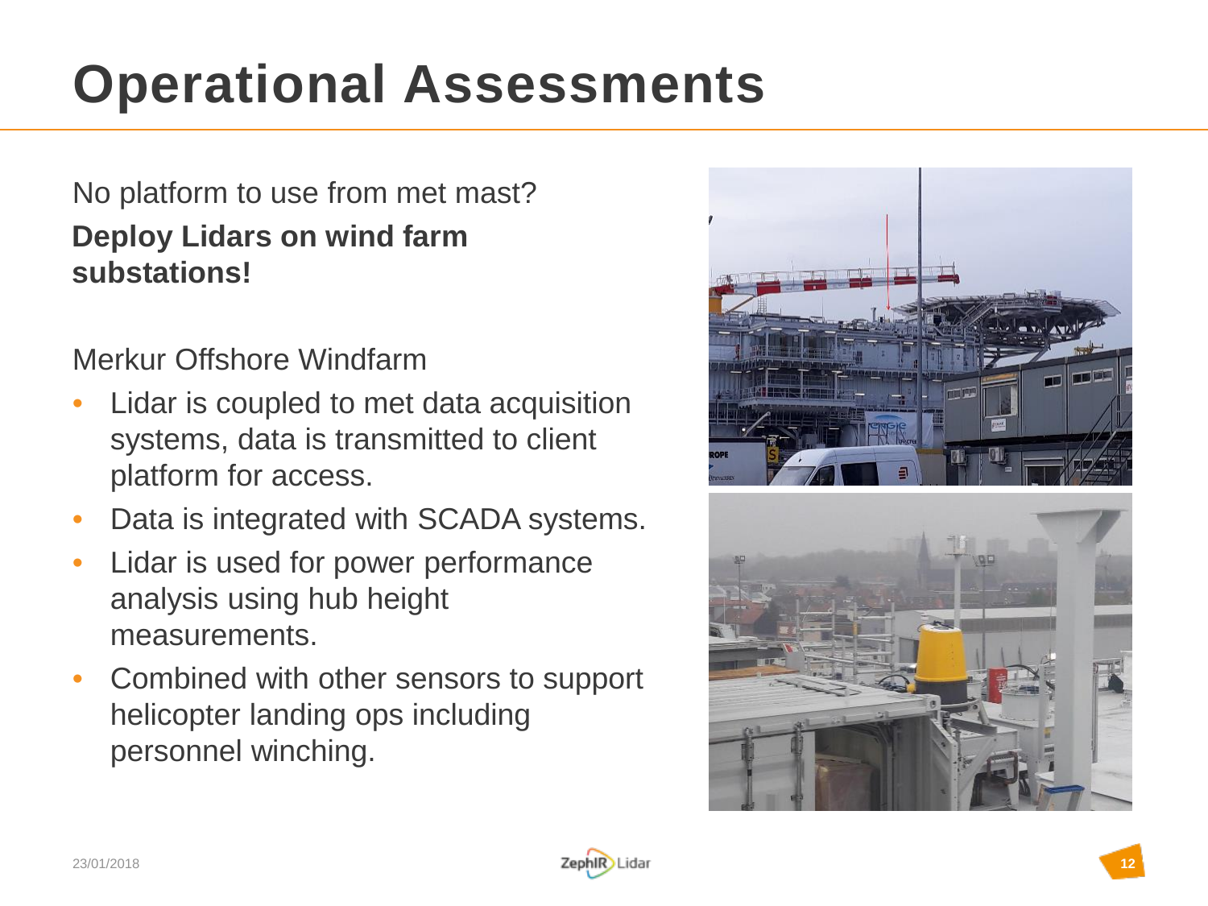# Operational Assessments

No platform to use from met mast?

**Deploy Lidars on wind farm substations!**

Merkur Offshore Windfarm

- Lidar is coupled to met data acquisition systems, data is transmitted to client platform for access.
- Data is integrated with SCADA systems.
- Lidar is used for power performance analysis using hub height measurements.
- Combined with other sensors to support helicopter landing ops including personnel winching.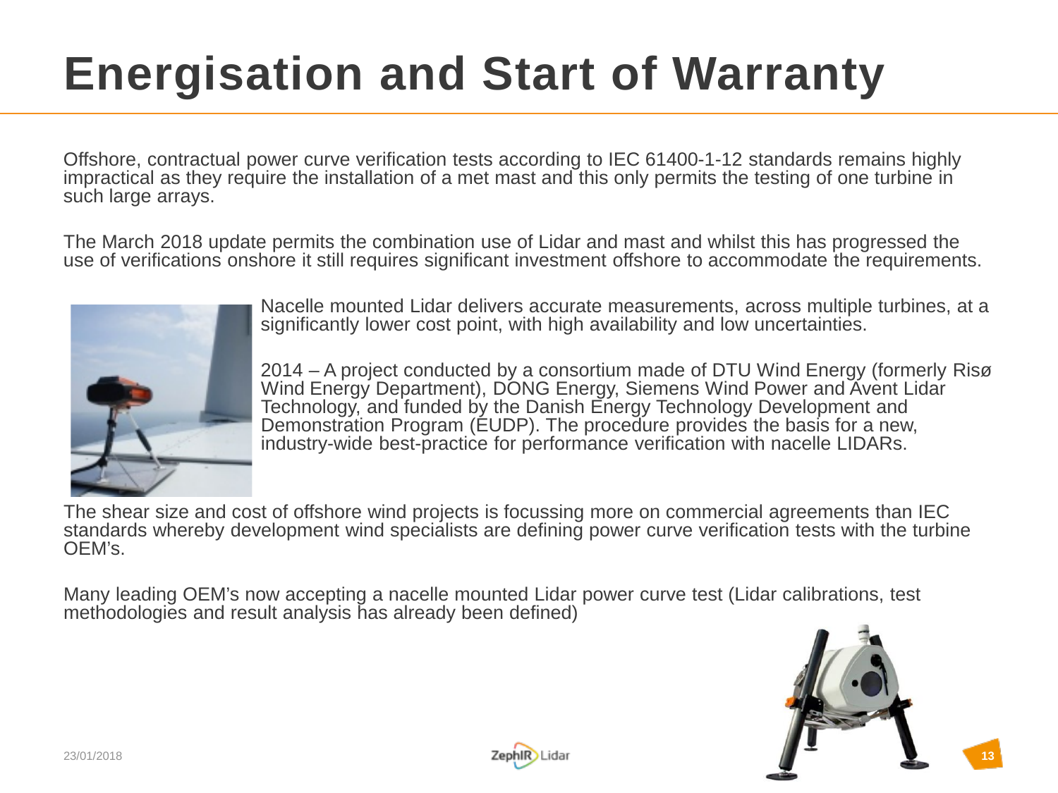# Energisation and Start of Warranty

Offshore, contractual power curve verification tests according to IEC 61400-1-12 standards remains highly impractical as they require the installation of a met mast and this only permits the testing of one turbine in such large arrays.

The March 2018 update permits the combination use of Lidar and mast and whilst this has progressed the use of verifications onshore it still requires significant investment offshore to accommodate the requirements.

Nacelle mounted Lidar delivers accurate measurements, across multiple turbines, at a significantly lower cost point, with high availability and low uncertainties.

2014 – A project conducted by a consortium made of DTU Wind Energy (formerly Risø Wind Energy Department), DONG Energy, Siemens Wind Power and Avent Lidar Technology, and funded by the Danish Energy Technology Development and Demonstration Program (EUDP). The procedure provides the basis for a new, industry-wide best-practice for performance verification with nacelle LIDARs.

The shear size and cost of offshore wind projects is focussing more on commercial agreements than IEC standards whereby development wind specialists are defining power curve verification tests with the turbine OEM's.

Many leading OEM's now accepting a nacelle mounted Lidar power curve test (Lidar calibrations, test methodologies and result analysis has already been defined)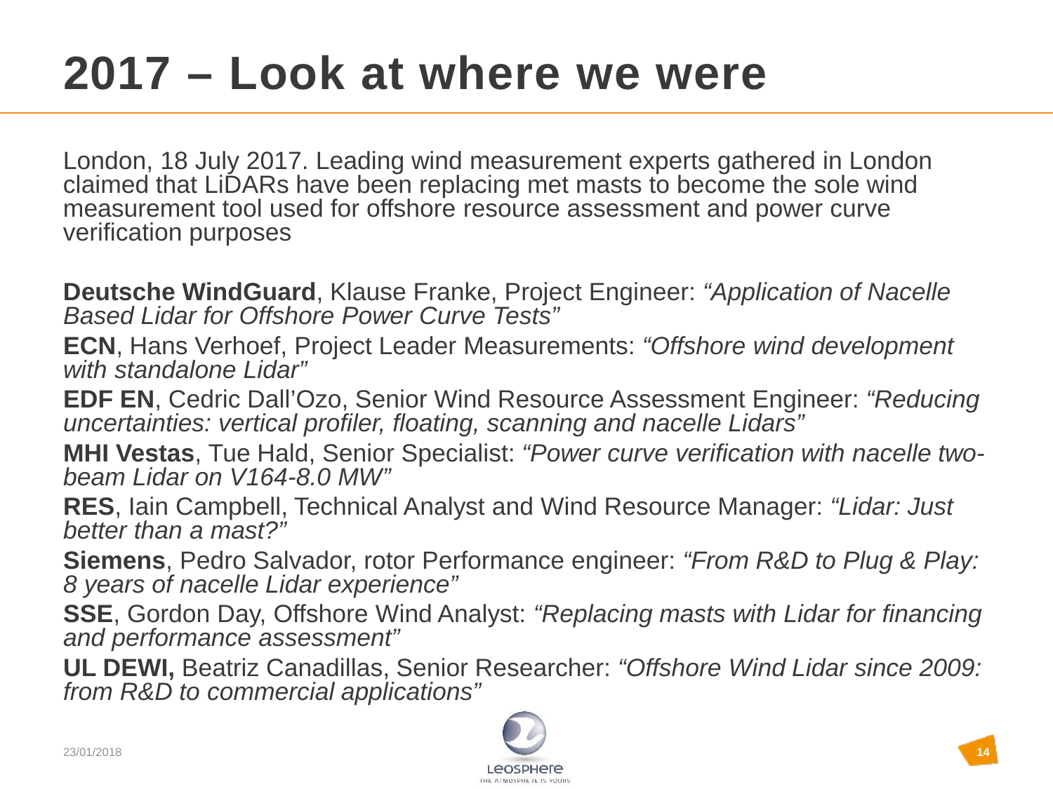# 2017 – Look at where we were

London, 18 July 2017. Leading wind measurement experts gathered in London claimed that LiDARs have been replacing met masts to become the sole wind measurement tool used for offshore resource assessment and power curve verification purposes

**Deutsche WindGuard**, Klause Franke, Project Engineer: *"Application of Nacelle Based Lidar for Offshore Power Curve Tests"*

**ECN**, Hans Verhoef, Project Leader Measurements: *"Offshore wind development with standalone Lidar"*

**EDF EN**, Cedric Dall'Ozo, Senior Wind Resource Assessment Engineer: *"Reducing uncertainties: vertical profiler, floating, scanning and nacelle Lidars"*

**MHI Vestas**, Tue Hald, Senior Specialist: *"Power curve verification with nacelle two-beam Lidar on V164-8.0 MW"*

**RES**, Iain Campbell, Technical Analyst and Wind Resource Manager: *"Lidar: Just better than a mast?"*

**Siemens**, Pedro Salvador, rotor Performance engineer: *"From R&D to Plug & Play: 8 years of nacelle Lidar experience"*

**SSE**, Gordon Day, Offshore Wind Analyst: *"Replacing masts with Lidar for financing and performance assessment"*

**UL DEWI,** Beatriz Canadillas, Senior Researcher: *"Offshore Wind Lidar since 2009: from R&D to commercial applications"*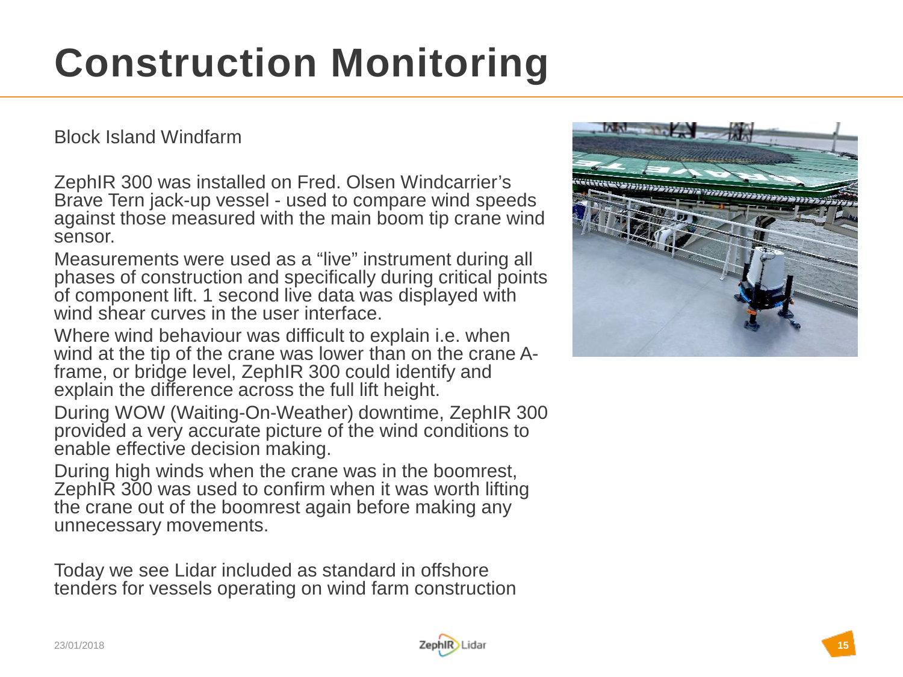# Construction Monitoring

Block Island Windfarm

ZephIR 300 was installed on Fred. Olsen Windcarrier's Brave Tern jack-up vessel - used to compare wind speeds against those measured with the main boom tip crane wind sensor.

Measurements were used as a "live" instrument during all phases of construction and specifically during critical points of component lift. 1 second live data was displayed with wind shear curves in the user interface.

Where wind behaviour was difficult to explain i.e. when wind at the tip of the crane was lower than on the crane A-frame, or bridge level, ZephIR 300 could identify and explain the difference across the full lift height.

During WOW (Waiting-On-Weather) downtime, ZephIR 300 provided a very accurate picture of the wind conditions to enable effective decision making.

During high winds when the crane was in the boomrest, ZephIR 300 was used to confirm when it was worth lifting the crane out of the boomrest again before making any unnecessary movements.

Today we see Lidar included as standard in offshore tenders for vessels operating on wind farm construction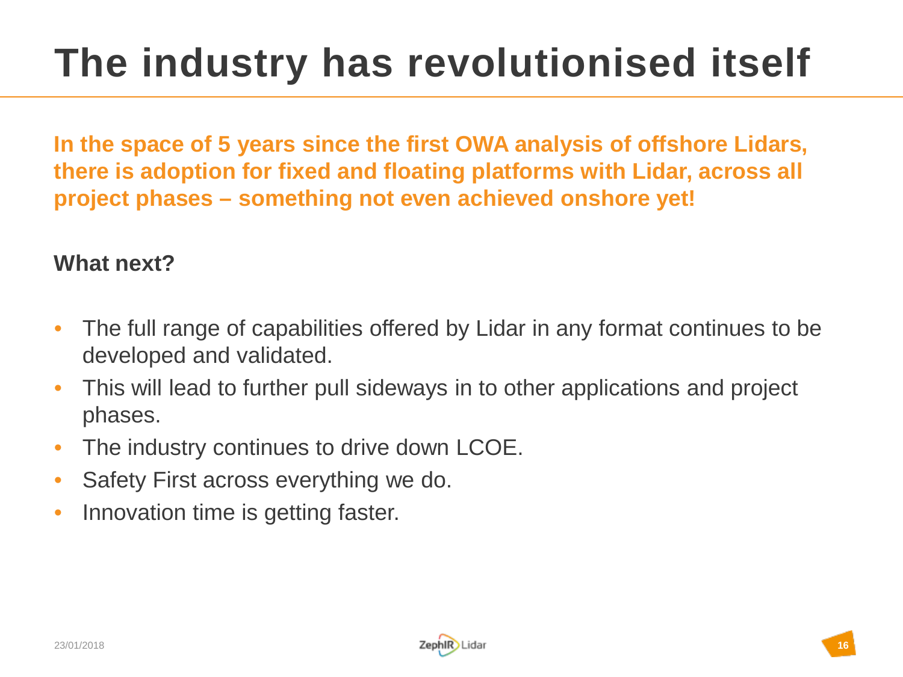# The industry has revolutionised itself

**In the space of 5 years since the first OWA analysis of offshore Lidars, there is adoption for fixed and floating platforms with Lidar, across all project phases – something not even achieved onshore yet!**

**What next?**

- The full range of capabilities offered by Lidar in any format continues to be developed and validated.
- This will lead to further pull sideways in to other applications and project phases.
- The industry continues to drive down LCOE.
- Safety First across everything we do.
- Innovation time is getting faster.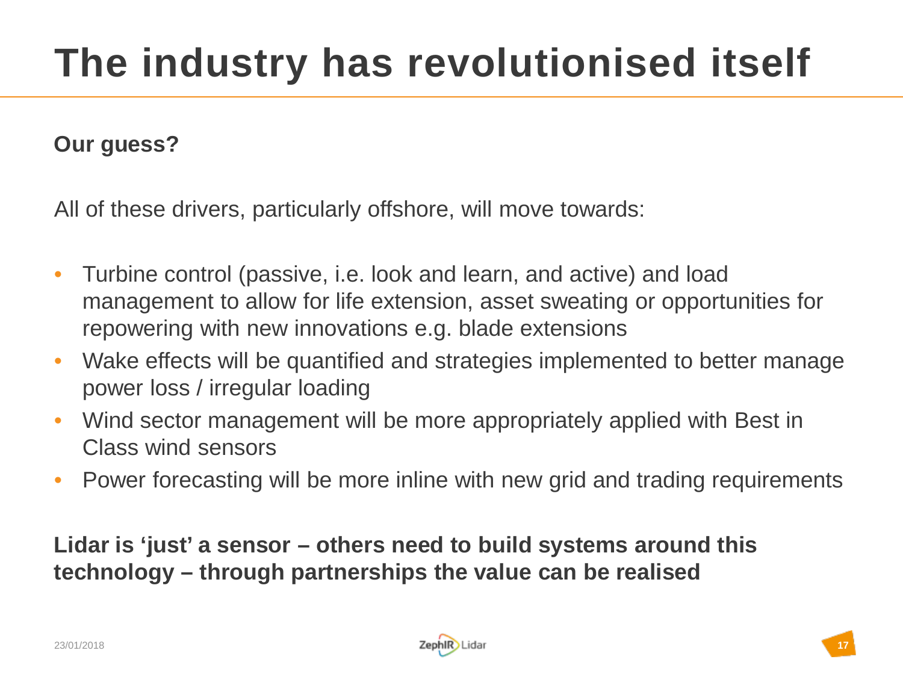# The industry has revolutionised itself

**Our guess?**

All of these drivers, particularly offshore, will move towards:

- Turbine control (passive, i.e. look and learn, and active) and load management to allow for life extension, asset sweating or opportunities for repowering with new innovations e.g. blade extensions
- Wake effects will be quantified and strategies implemented to better manage power loss / irregular loading
- Wind sector management will be more appropriately applied with Best in Class wind sensors
- Power forecasting will be more inline with new grid and trading requirements

**Lidar is 'just' a sensor – others need to build systems around this technology – through partnerships the value can be realised**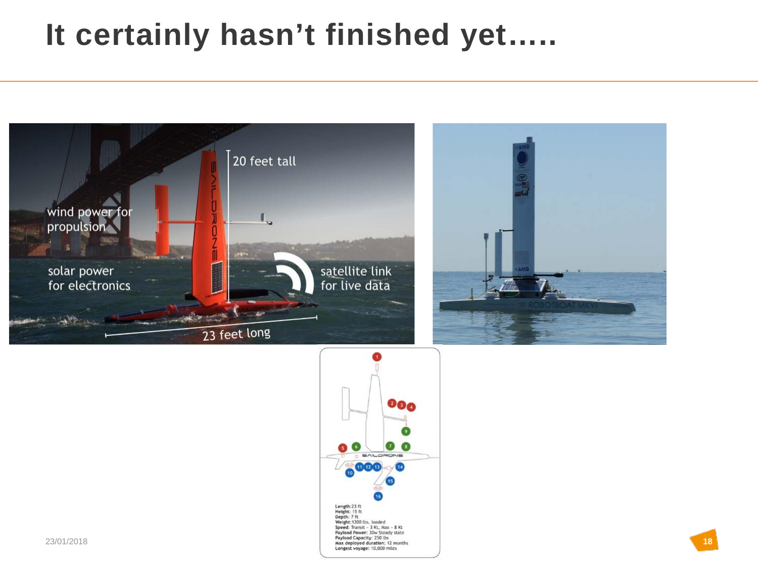# It certainly hasn't finished yet.....

wind power for propulsion

solar power for electronics

20 feet tall

satellite link for live data

23 feet long

Length: 23 ft
Height: 15 ft
Depth: 7 ft
Weight: 1200 lbs, loaded
Speed: Transit – 3 Kt, Max – 8 Kt
Payload Power: 30w Steady state
Payload Capacity: 250 lbs
Max deployed duration: 12 months
Longest voyage: 10,000 miles

23/01/2018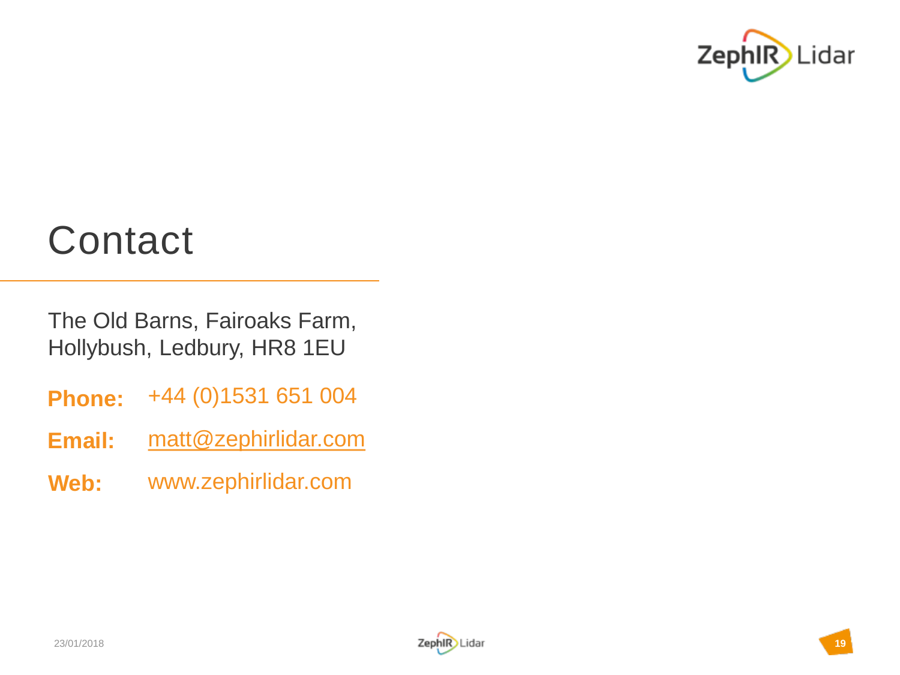# Contact

The Old Barns, Fairoaks Farm,
Hollybush, Ledbury, HR8 1EU

**Phone:** +44 (0)1531 651 004

**Email:** matt@zephirlidar.com

**Web:** www.zephirlidar.com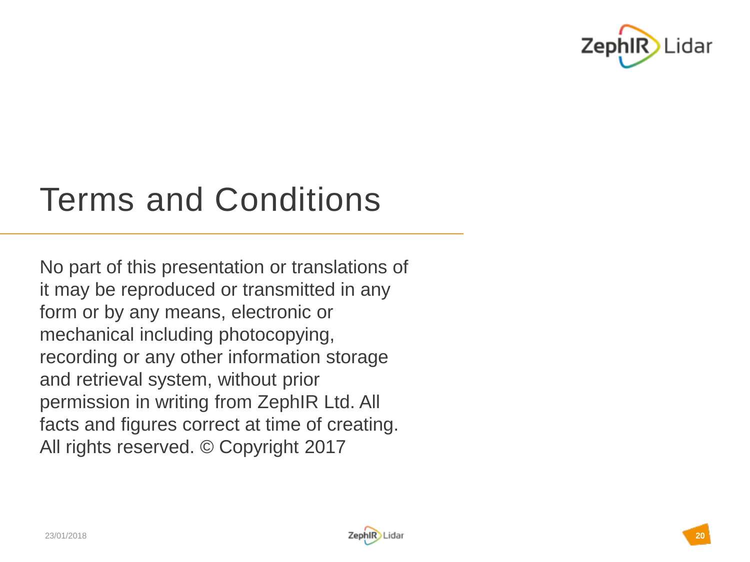# Terms and Conditions

No part of this presentation or translations of it may be reproduced or transmitted in any form or by any means, electronic or mechanical including photocopying, recording or any other information storage and retrieval system, without prior permission in writing from ZephIR Ltd. All facts and figures correct at time of creating. All rights reserved. © Copyright 2017